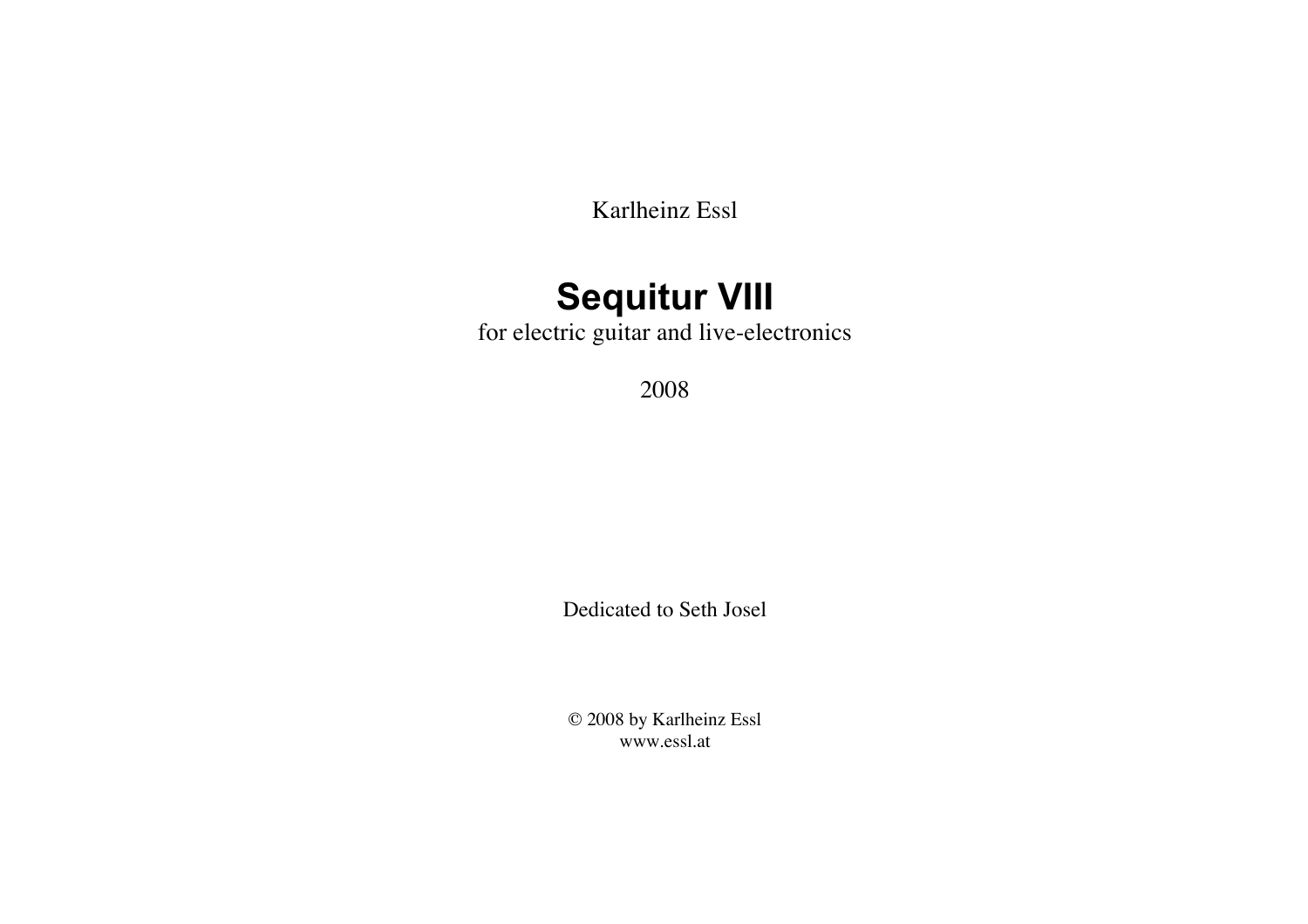Karlheinz Essl

# Sequitur VIII

for electric guitar and live-electronics

2008

Dedicated to Seth Josel

© 2008 by Karlheinz Essl
www.essl.at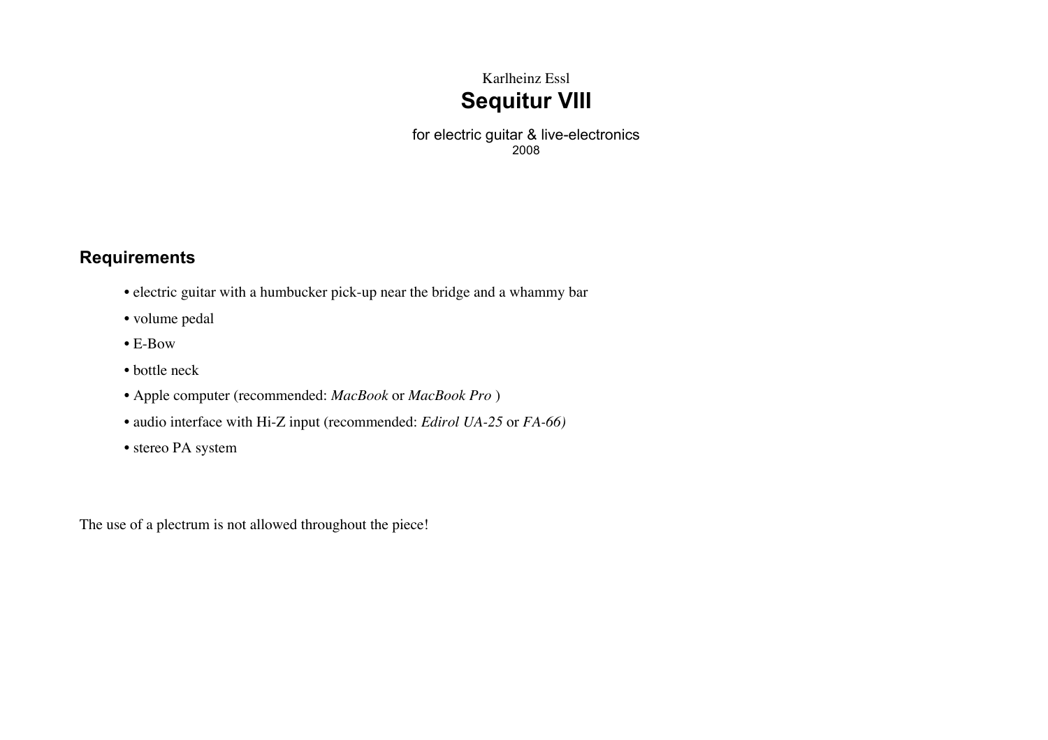Karlheinz Essl

# Sequitur VIII

for electric guitar & live-electronics
2008

## Requirements

- electric guitar with a humbucker pick-up near the bridge and a whammy bar
- volume pedal
- E-Bow
- bottle neck
- Apple computer (recommended: *MacBook* or *MacBook Pro* )
- audio interface with Hi-Z input (recommended: *Edirol UA-25* or *FA-66)*
- stereo PA system

The use of a plectrum is not allowed throughout the piece!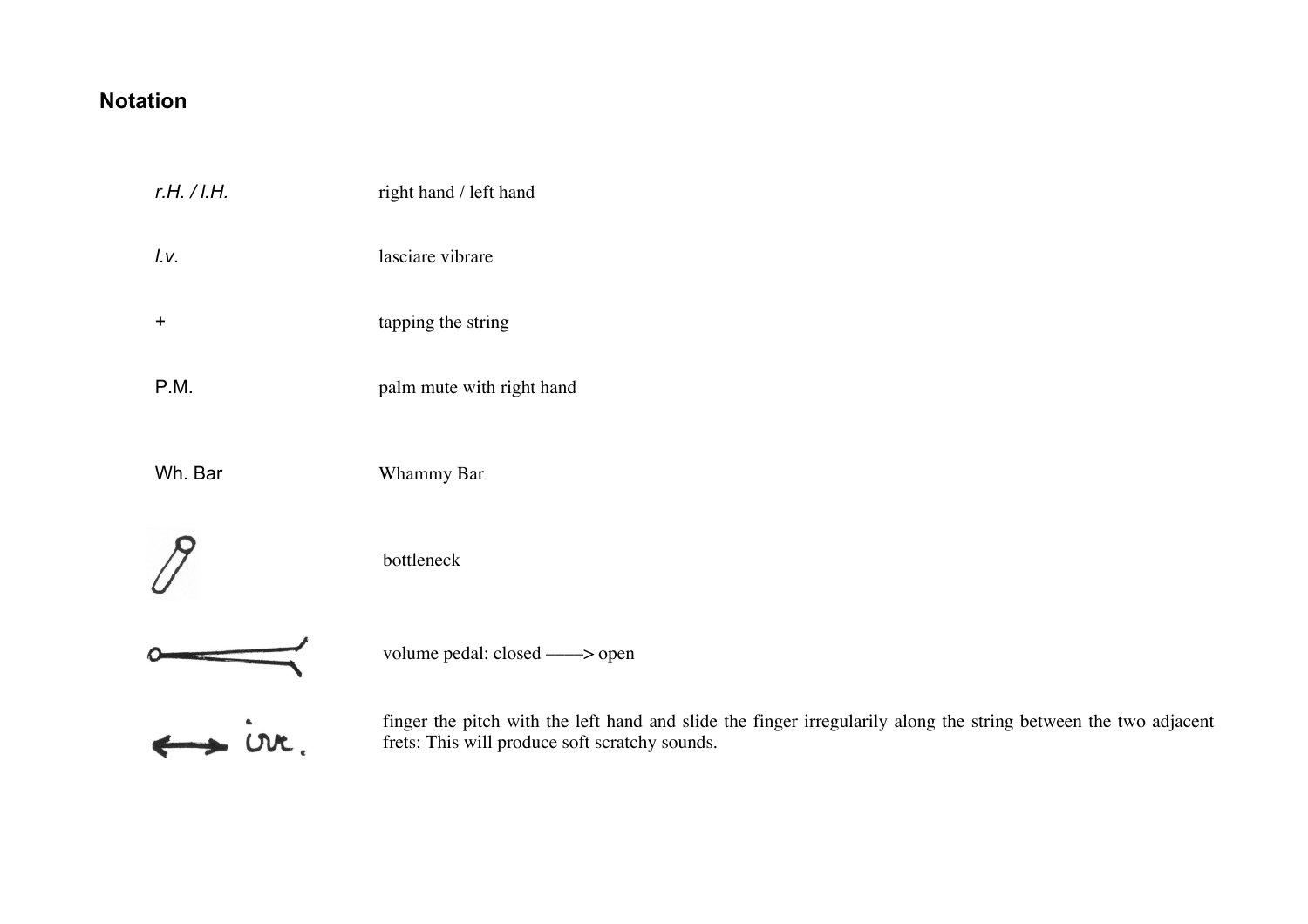## Notation

| | |
|---|---|
| *r.H. / l.H.* | right hand / left hand |
| *l.v.* | lasciare vibrare |
| + | tapping the string |
| P.M. | palm mute with right hand |
| Wh. Bar | Whammy Bar |
| | bottleneck |
| | volume pedal: closed ——> open |
| ⟷ irr. | finger the pitch with the left hand and slide the finger irregularily along the string between the two adjacent frets: This will produce soft scratchy sounds. |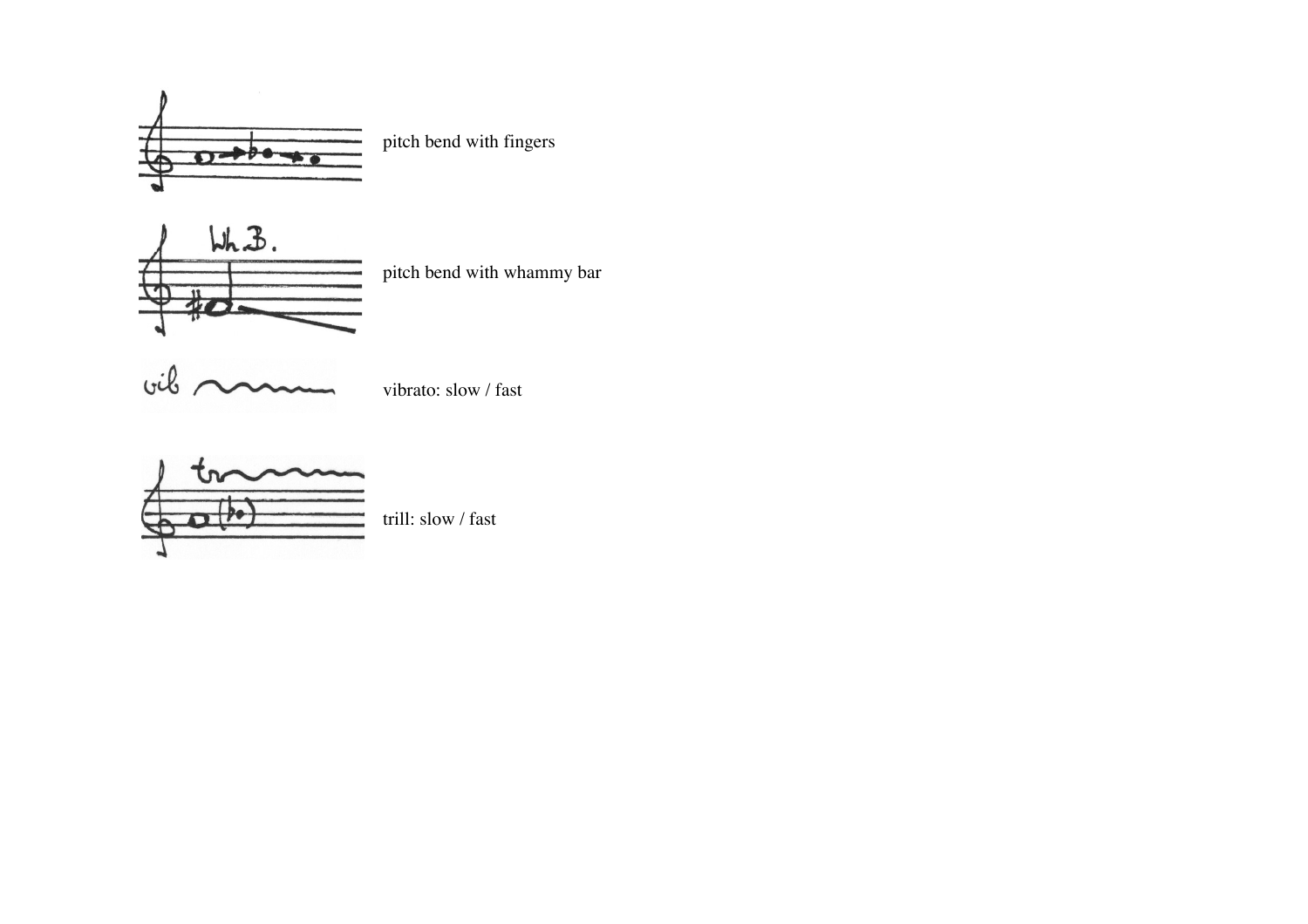pitch bend with fingers

pitch bend with whammy bar

vibrato: slow / fast

trill: slow / fast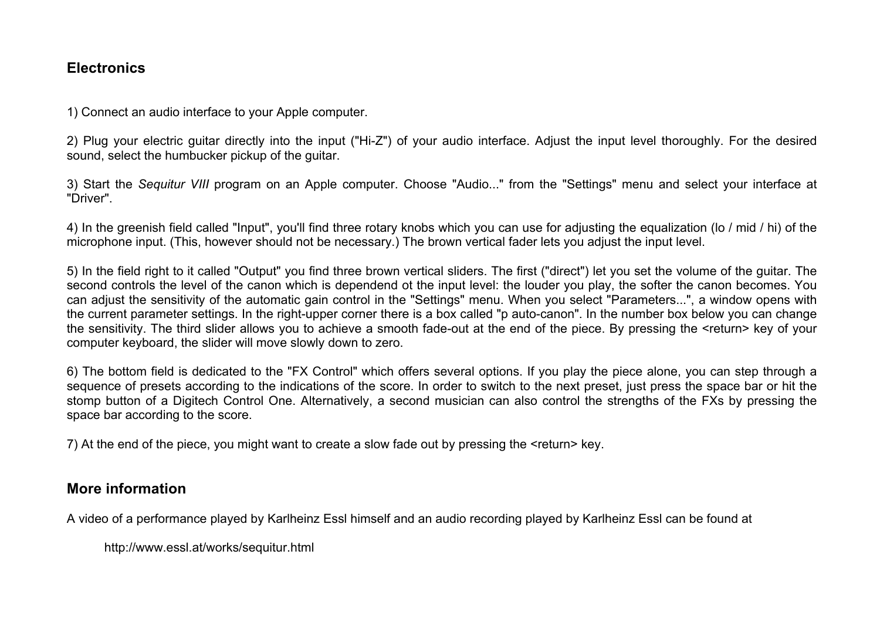## Electronics

1) Connect an audio interface to your Apple computer.

2) Plug your electric guitar directly into the input ("Hi-Z") of your audio interface. Adjust the input level thoroughly. For the desired sound, select the humbucker pickup of the guitar.

3) Start the *Sequitur VIII* program on an Apple computer. Choose "Audio..." from the "Settings" menu and select your interface at "Driver".

4) In the greenish field called "Input", you'll find three rotary knobs which you can use for adjusting the equalization (lo / mid / hi) of the microphone input. (This, however should not be necessary.) The brown vertical fader lets you adjust the input level.

5) In the field right to it called "Output" you find three brown vertical sliders. The first ("direct") let you set the volume of the guitar. The second controls the level of the canon which is dependend ot the input level: the louder you play, the softer the canon becomes. You can adjust the sensitivity of the automatic gain control in the "Settings" menu. When you select "Parameters...", a window opens with the current parameter settings. In the right-upper corner there is a box called "p auto-canon". In the number box below you can change the sensitivity. The third slider allows you to achieve a smooth fade-out at the end of the piece. By pressing the <return> key of your computer keyboard, the slider will move slowly down to zero.

6) The bottom field is dedicated to the "FX Control" which offers several options. If you play the piece alone, you can step through a sequence of presets according to the indications of the score. In order to switch to the next preset, just press the space bar or hit the stomp button of a Digitech Control One. Alternatively, a second musician can also control the strengths of the FXs by pressing the space bar according to the score.

7) At the end of the piece, you might want to create a slow fade out by pressing the <return> key.

## More information

A video of a performance played by Karlheinz Essl himself and an audio recording played by Karlheinz Essl can be found at

http://www.essl.at/works/sequitur.html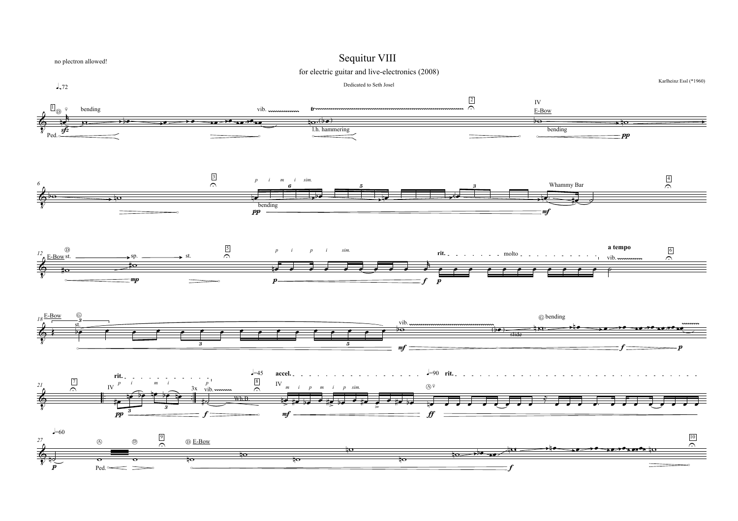# Sequitur VIII

for electric guitar and live-electronics (2008)

Dedicated to Seth Josel

Karlheinz Essl (*1960)

no plectron allowed!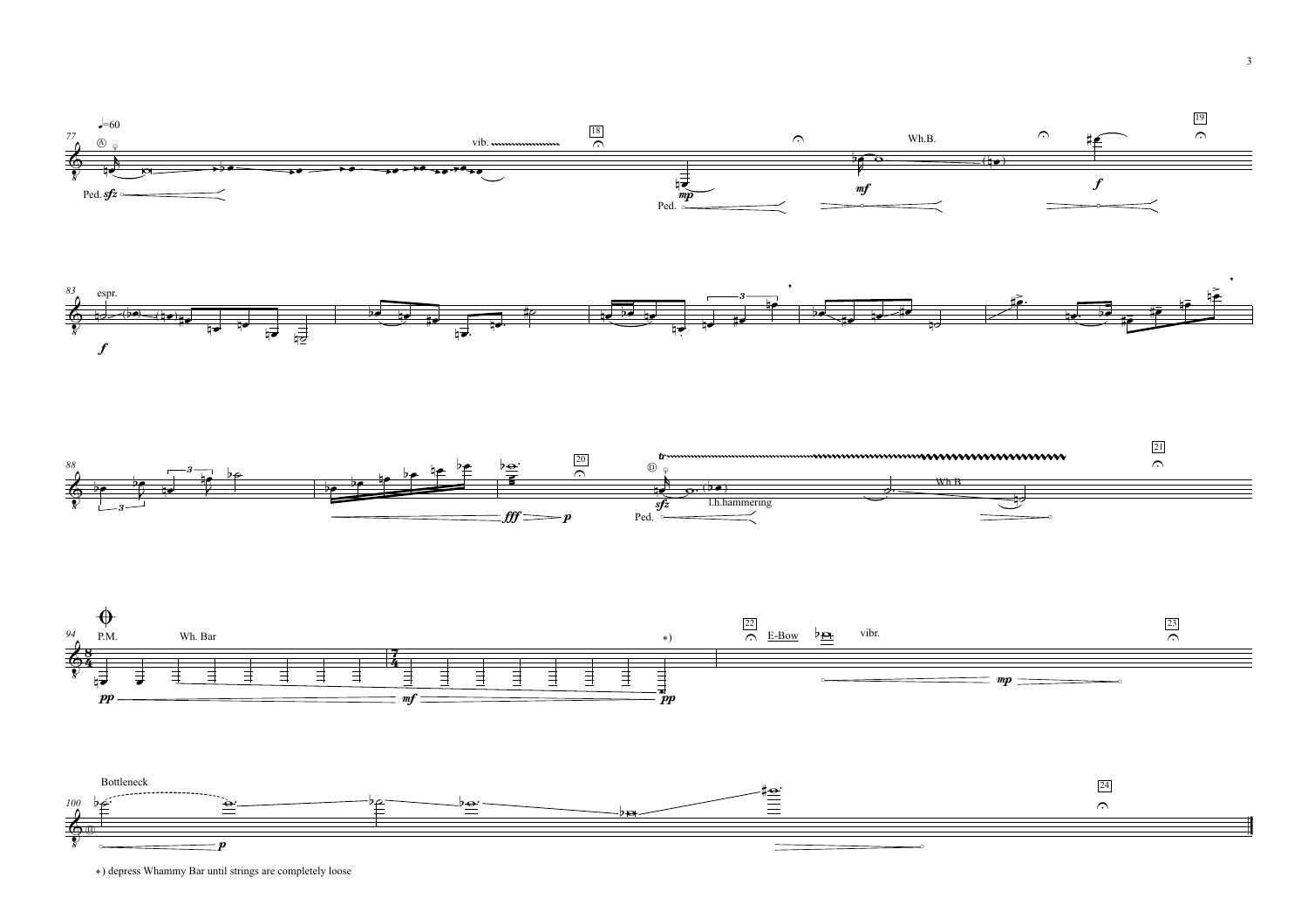*) depress Whammy Bar until strings are completely loose